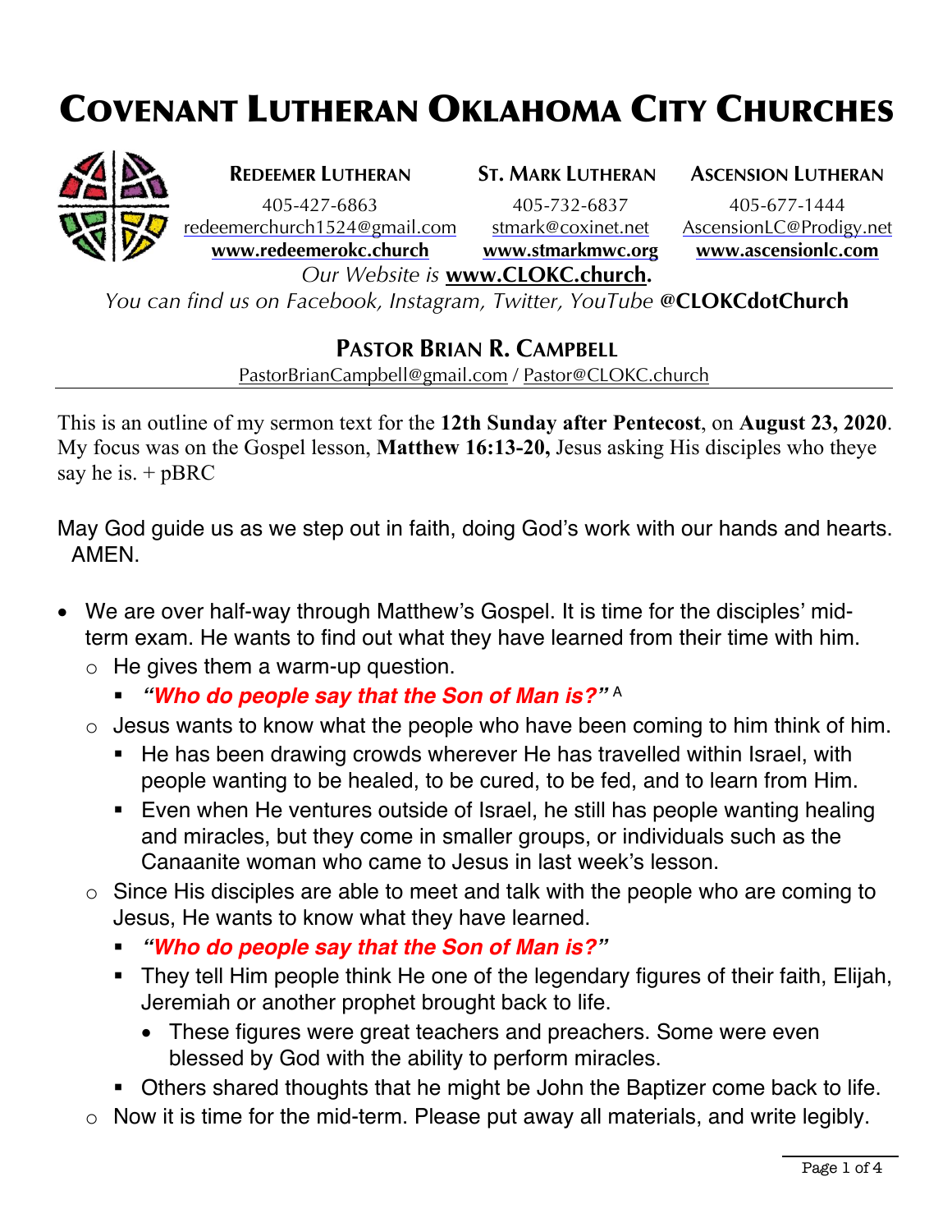# Covenant Lutheran Oklahoma City Churches

| Redeemer Lutheran | St. Mark Lutheran | Ascension Lutheran |
|---|---|---|
| 405-427-6863 | 405-732-6837 | 405-677-1444 |
| redeemerchurch1524@gmail.com | stmark@coxinet.net | AscensionLC@Prodigy.net |
| **www.redeemerokc.church** | **www.stmarkmwc.org** | **www.ascensionlc.com** |

*Our Website is* **www.CLOKC.church.**

*You can find us on Facebook, Instagram, Twitter, YouTube* **@CLOKCdotChurch**

## Pastor Brian R. Campbell

PastorBrianCampbell@gmail.com / Pastor@CLOKC.church

This is an outline of my sermon text for the **12th Sunday after Pentecost**, on **August 23, 2020**. My focus was on the Gospel lesson, **Matthew 16:13-20,** Jesus asking His disciples who theye say he is. + pBRC

May God guide us as we step out in faith, doing God's work with our hands and hearts. AMEN.

- We are over half-way through Matthew's Gospel. It is time for the disciples' mid-term exam. He wants to find out what they have learned from their time with him.
  - He gives them a warm-up question.
    - ***"Who do people say that the Son of Man is?"*** [A]
  - Jesus wants to know what the people who have been coming to him think of him.
    - He has been drawing crowds wherever He has travelled within Israel, with people wanting to be healed, to be cured, to be fed, and to learn from Him.
    - Even when He ventures outside of Israel, he still has people wanting healing and miracles, but they come in smaller groups, or individuals such as the Canaanite woman who came to Jesus in last week's lesson.
  - Since His disciples are able to meet and talk with the people who are coming to Jesus, He wants to know what they have learned.
    - ***"Who do people say that the Son of Man is?"***
    - They tell Him people think He one of the legendary figures of their faith, Elijah, Jeremiah or another prophet brought back to life.
      - These figures were great teachers and preachers. Some were even blessed by God with the ability to perform miracles.
    - Others shared thoughts that he might be John the Baptizer come back to life.
  - Now it is time for the mid-term. Please put away all materials, and write legibly.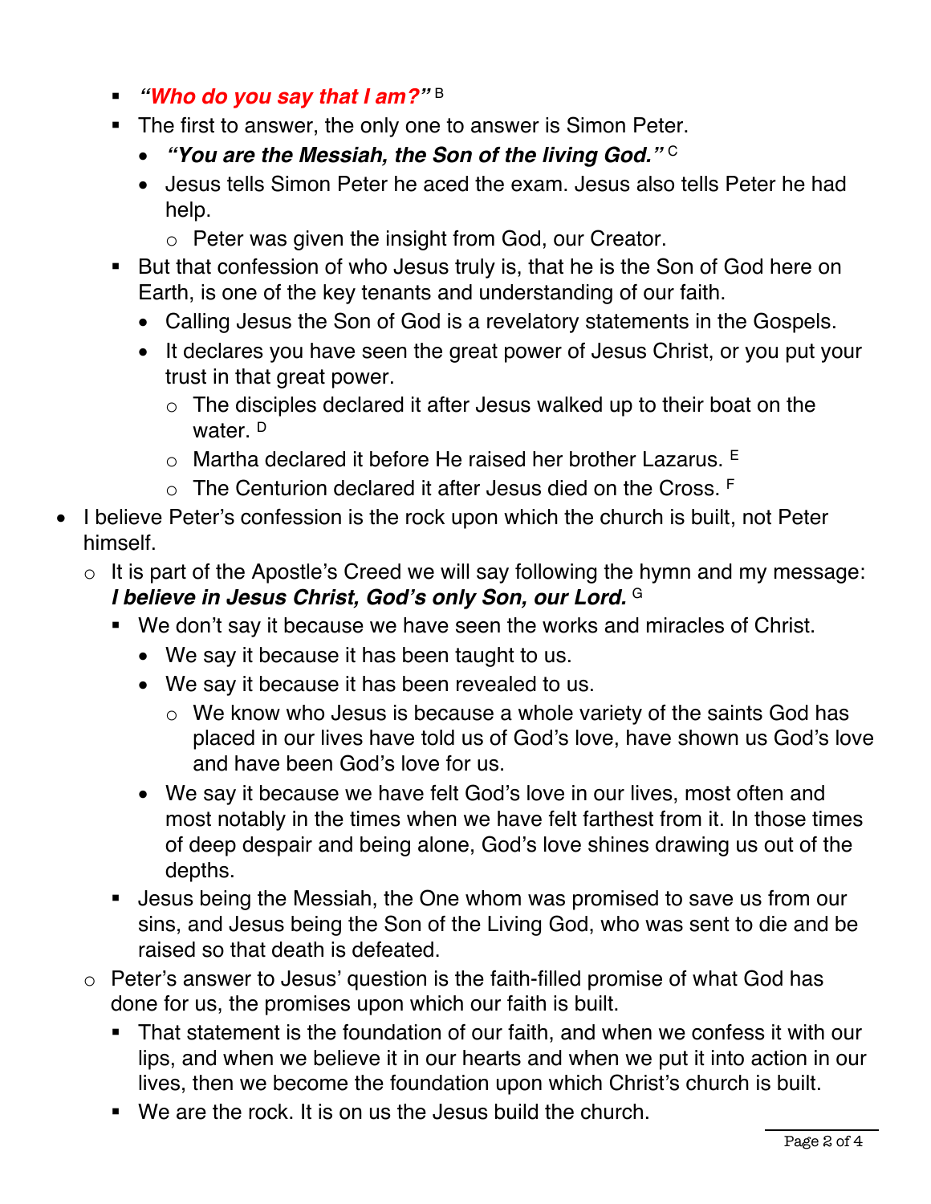- ***"Who do you say that I am?"*** [B]
        - The first to answer, the only one to answer is Simon Peter.
            - ***"You are the Messiah, the Son of the living God."*** [C]
            - Jesus tells Simon Peter he aced the exam. Jesus also tells Peter he had help.
                - Peter was given the insight from God, our Creator.
        - But that confession of who Jesus truly is, that he is the Son of God here on Earth, is one of the key tenants and understanding of our faith.
            - Calling Jesus the Son of God is a revelatory statements in the Gospels.
            - It declares you have seen the great power of Jesus Christ, or you put your trust in that great power.
                - The disciples declared it after Jesus walked up to their boat on the water. [D]
                - Martha declared it before He raised her brother Lazarus. [E]
                - The Centurion declared it after Jesus died on the Cross. [F]
- I believe Peter's confession is the rock upon which the church is built, not Peter himself.
    - It is part of the Apostle's Creed we will say following the hymn and my message: ***I believe in Jesus Christ, God's only Son, our Lord.*** [G]
        - We don't say it because we have seen the works and miracles of Christ.
            - We say it because it has been taught to us.
            - We say it because it has been revealed to us.
                - We know who Jesus is because a whole variety of the saints God has placed in our lives have told us of God's love, have shown us God's love and have been God's love for us.
            - We say it because we have felt God's love in our lives, most often and most notably in the times when we have felt farthest from it. In those times of deep despair and being alone, God's love shines drawing us out of the depths.
        - Jesus being the Messiah, the One whom was promised to save us from our sins, and Jesus being the Son of the Living God, who was sent to die and be raised so that death is defeated.
    - Peter's answer to Jesus' question is the faith-filled promise of what God has done for us, the promises upon which our faith is built.
        - That statement is the foundation of our faith, and when we confess it with our lips, and when we believe it in our hearts and when we put it into action in our lives, then we become the foundation upon which Christ's church is built.
        - We are the rock. It is on us the Jesus build the church.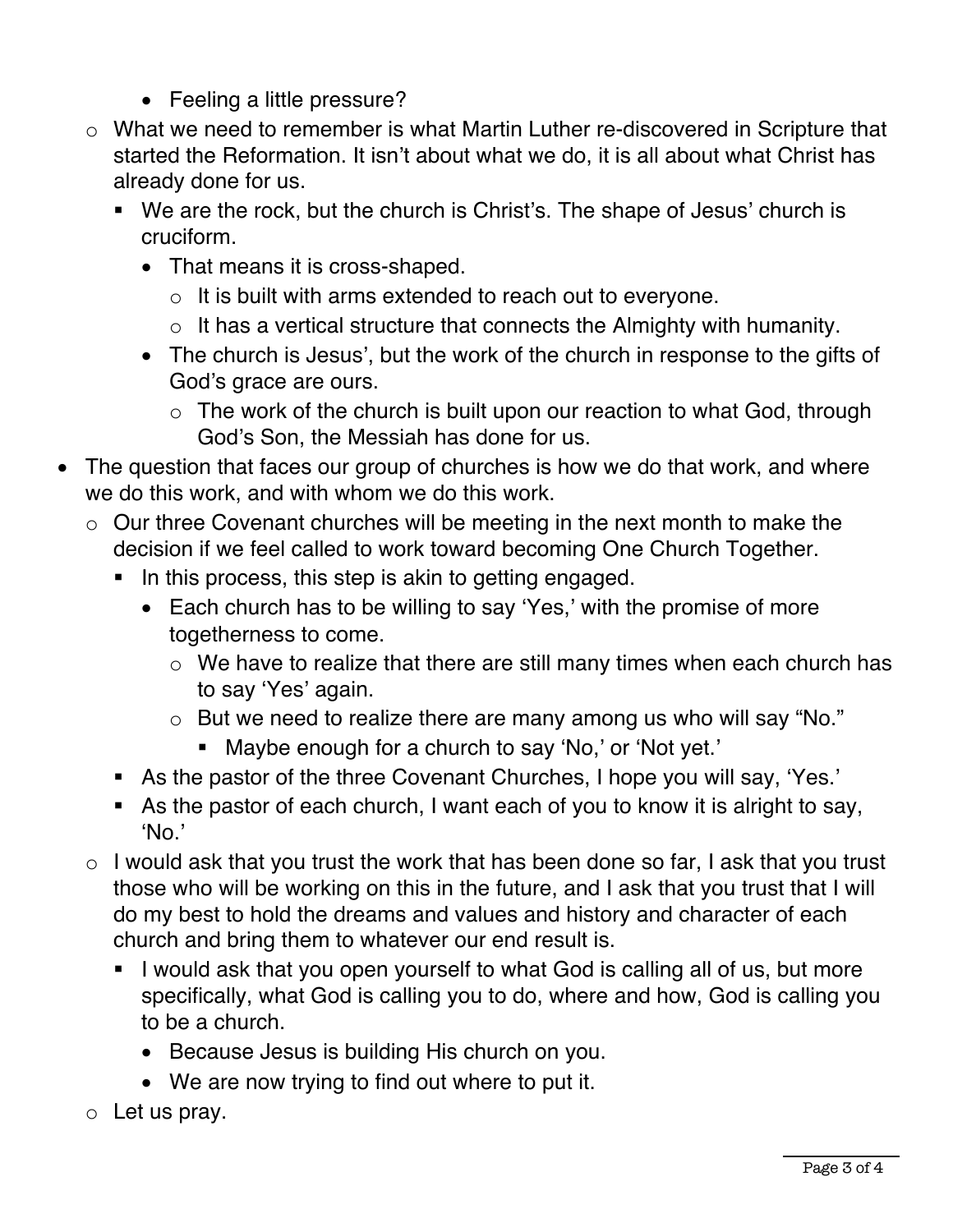- Feeling a little pressure?
  - What we need to remember is what Martin Luther re-discovered in Scripture that started the Reformation. It isn't about what we do, it is all about what Christ has already done for us.
    - We are the rock, but the church is Christ's. The shape of Jesus' church is cruciform.
      - That means it is cross-shaped.
        - It is built with arms extended to reach out to everyone.
        - It has a vertical structure that connects the Almighty with humanity.
      - The church is Jesus', but the work of the church in response to the gifts of God's grace are ours.
        - The work of the church is built upon our reaction to what God, through God's Son, the Messiah has done for us.
- The question that faces our group of churches is how we do that work, and where we do this work, and with whom we do this work.
  - Our three Covenant churches will be meeting in the next month to make the decision if we feel called to work toward becoming One Church Together.
    - In this process, this step is akin to getting engaged.
      - Each church has to be willing to say 'Yes,' with the promise of more togetherness to come.
        - We have to realize that there are still many times when each church has to say 'Yes' again.
        - But we need to realize there are many among us who will say "No."
          - Maybe enough for a church to say 'No,' or 'Not yet.'
    - As the pastor of the three Covenant Churches, I hope you will say, 'Yes.'
    - As the pastor of each church, I want each of you to know it is alright to say, 'No.'
  - I would ask that you trust the work that has been done so far, I ask that you trust those who will be working on this in the future, and I ask that you trust that I will do my best to hold the dreams and values and history and character of each church and bring them to whatever our end result is.
    - I would ask that you open yourself to what God is calling all of us, but more specifically, what God is calling you to do, where and how, God is calling you to be a church.
      - Because Jesus is building His church on you.
      - We are now trying to find out where to put it.
  - Let us pray.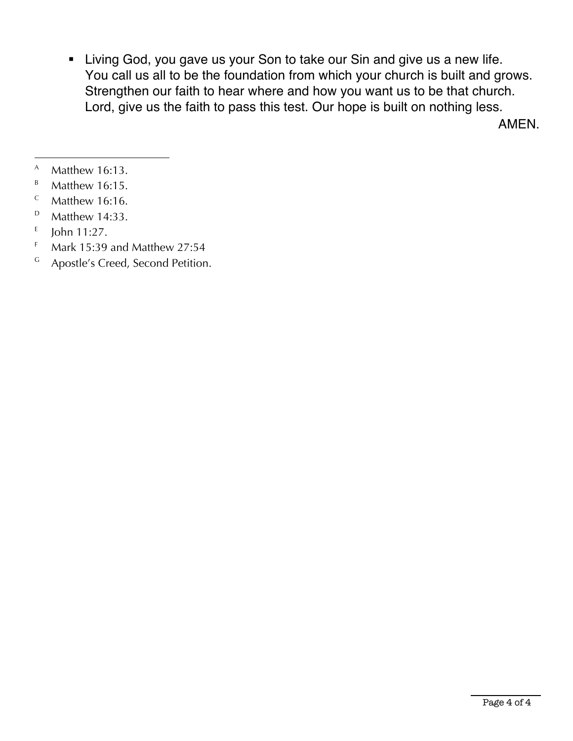- Living God, you gave us your Son to take our Sin and give us a new life. You call us all to be the foundation from which your church is built and grows. Strengthen our faith to hear where and how you want us to be that church. Lord, give us the faith to pass this test. Our hope is built on nothing less.

  AMEN.

---

[A] Matthew 16:13.

[B] Matthew 16:15.

[C] Matthew 16:16.

[D] Matthew 14:33.

[E] John 11:27.

[F] Mark 15:39 and Matthew 27:54

[G] Apostle's Creed, Second Petition.